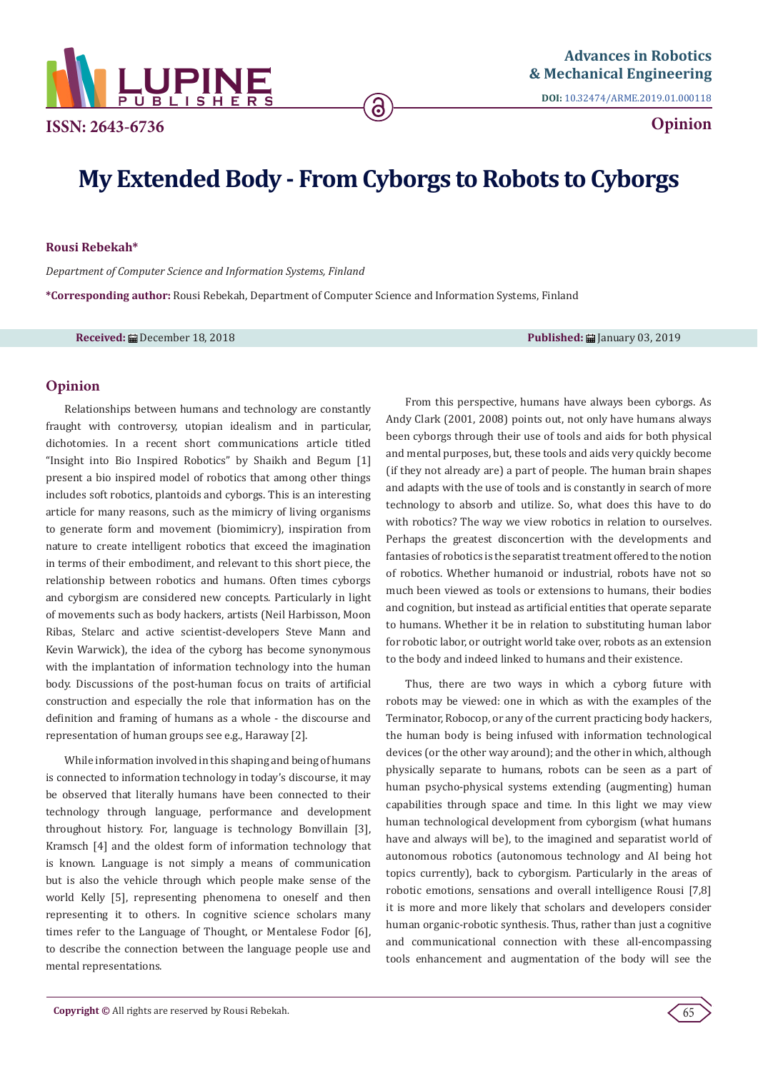ISSN: 2643-6736

**Advances in Robotics & Mechanical Engineering**

**DOI:** 10.32474/ARME.2019.01.000118

**Opinion**

# My Extended Body - From Cyborgs to Robots to Cyborgs

**Rousi Rebekah***

*Department of Computer Science and Information Systems, Finland*

**\*Corresponding author:** Rousi Rebekah, Department of Computer Science and Information Systems, Finland

**Received:** December 18, 2018 **Published:** January 03, 2019

## Opinion

Relationships between humans and technology are constantly fraught with controversy, utopian idealism and in particular, dichotomies. In a recent short communications article titled "Insight into Bio Inspired Robotics" by Shaikh and Begum [1] present a bio inspired model of robotics that among other things includes soft robotics, plantoids and cyborgs. This is an interesting article for many reasons, such as the mimicry of living organisms to generate form and movement (biomimicry), inspiration from nature to create intelligent robotics that exceed the imagination in terms of their embodiment, and relevant to this short piece, the relationship between robotics and humans. Often times cyborgs and cyborgism are considered new concepts. Particularly in light of movements such as body hackers, artists (Neil Harbisson, Moon Ribas, Stelarc and active scientist-developers Steve Mann and Kevin Warwick), the idea of the cyborg has become synonymous with the implantation of information technology into the human body. Discussions of the post-human focus on traits of artificial construction and especially the role that information has on the definition and framing of humans as a whole - the discourse and representation of human groups see e.g., Haraway [2].

While information involved in this shaping and being of humans is connected to information technology in today's discourse, it may be observed that literally humans have been connected to their technology through language, performance and development throughout history. For, language is technology Bonvillain [3], Kramsch [4] and the oldest form of information technology that is known. Language is not simply a means of communication but is also the vehicle through which people make sense of the world Kelly [5], representing phenomena to oneself and then representing it to others. In cognitive science scholars many times refer to the Language of Thought, or Mentalese Fodor [6], to describe the connection between the language people use and mental representations.

From this perspective, humans have always been cyborgs. As Andy Clark (2001, 2008) points out, not only have humans always been cyborgs through their use of tools and aids for both physical and mental purposes, but, these tools and aids very quickly become (if they not already are) a part of people. The human brain shapes and adapts with the use of tools and is constantly in search of more technology to absorb and utilize. So, what does this have to do with robotics? The way we view robotics in relation to ourselves. Perhaps the greatest disconcertion with the developments and fantasies of robotics is the separatist treatment offered to the notion of robotics. Whether humanoid or industrial, robots have not so much been viewed as tools or extensions to humans, their bodies and cognition, but instead as artificial entities that operate separate to humans. Whether it be in relation to substituting human labor for robotic labor, or outright world take over, robots as an extension to the body and indeed linked to humans and their existence.

Thus, there are two ways in which a cyborg future with robots may be viewed: one in which as with the examples of the Terminator, Robocop, or any of the current practicing body hackers, the human body is being infused with information technological devices (or the other way around); and the other in which, although physically separate to humans, robots can be seen as a part of human psycho-physical systems extending (augmenting) human capabilities through space and time. In this light we may view human technological development from cyborgism (what humans have and always will be), to the imagined and separatist world of autonomous robotics (autonomous technology and AI being hot topics currently), back to cyborgism. Particularly in the areas of robotic emotions, sensations and overall intelligence Rousi [7,8] it is more and more likely that scholars and developers consider human organic-robotic synthesis. Thus, rather than just a cognitive and communicational connection with these all-encompassing tools enhancement and augmentation of the body will see the

**Copyright ©** All rights are reserved by Rousi Rebekah.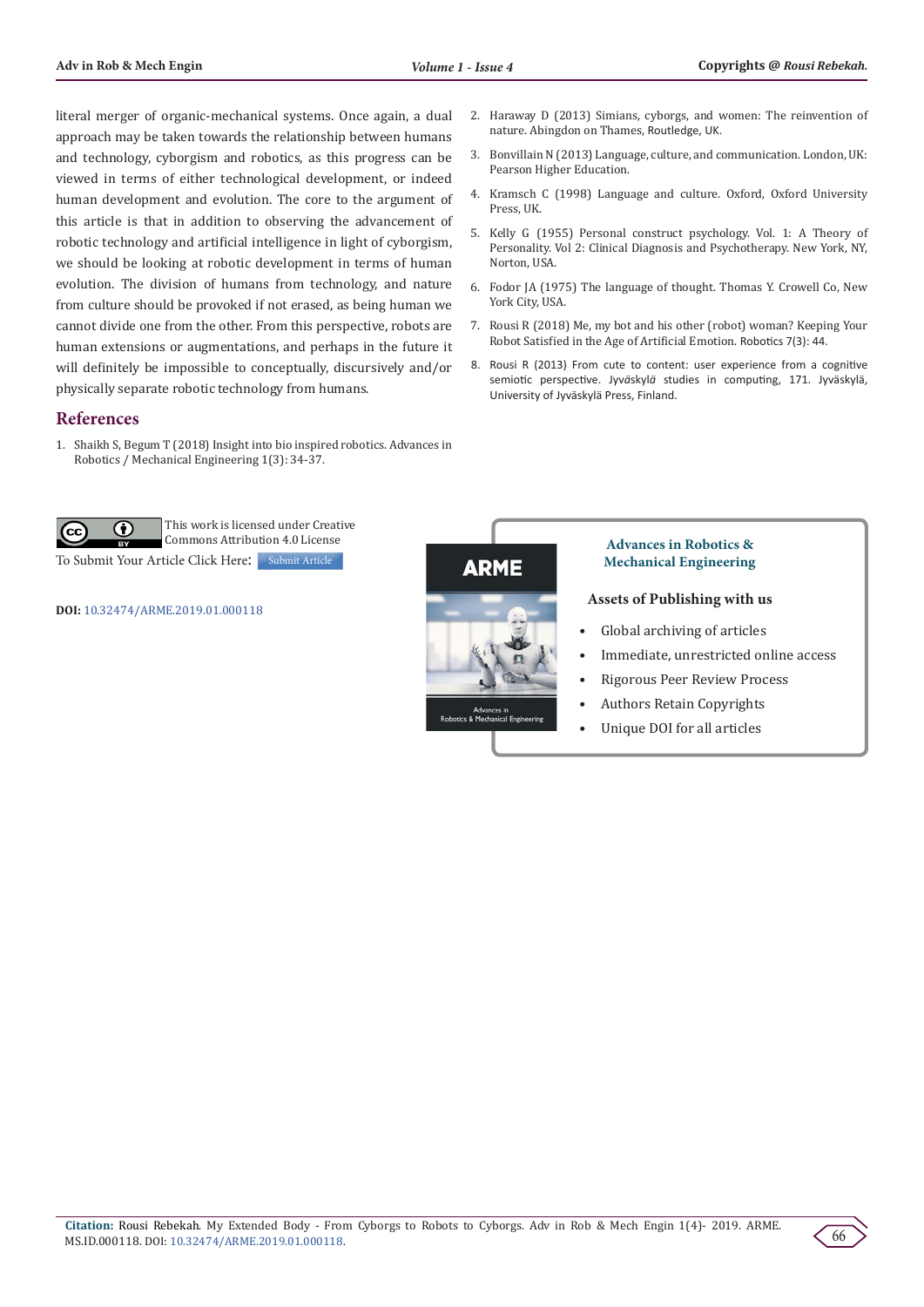literal merger of organic-mechanical systems. Once again, a dual approach may be taken towards the relationship between humans and technology, cyborgism and robotics, as this progress can be viewed in terms of either technological development, or indeed human development and evolution. The core to the argument of this article is that in addition to observing the advancement of robotic technology and artificial intelligence in light of cyborgism, we should be looking at robotic development in terms of human evolution. The division of humans from technology, and nature from culture should be provoked if not erased, as being human we cannot divide one from the other. From this perspective, robots are human extensions or augmentations, and perhaps in the future it will definitely be impossible to conceptually, discursively and/or physically separate robotic technology from humans.

## References

1. Shaikh S, Begum T (2018) Insight into bio inspired robotics. Advances in Robotics / Mechanical Engineering 1(3): 34-37.
2. Haraway D (2013) Simians, cyborgs, and women: The reinvention of nature. Abingdon on Thames, Routledge, UK.
3. Bonvillain N (2013) Language, culture, and communication. London, UK: Pearson Higher Education.
4. Kramsch C (1998) Language and culture. Oxford, Oxford University Press, UK.
5. Kelly G (1955) Personal construct psychology. Vol. 1: A Theory of Personality. Vol 2: Clinical Diagnosis and Psychotherapy. New York, NY, Norton, USA.
6. Fodor JA (1975) The language of thought. Thomas Y. Crowell Co, New York City, USA.
7. Rousi R (2018) Me, my bot and his other (robot) woman? Keeping Your Robot Satisfied in the Age of Artificial Emotion. Robotics 7(3): 44.
8. Rousi R (2013) From cute to content: user experience from a cognitive semiotic perspective. *Jyväskylä* studies in computing, 171. Jyväskylä, University of Jyväskylä Press, Finland.

This work is licensed under Creative Commons Attribution 4.0 License

To Submit Your Article Click Here: Submit Article

**DOI:** 10.32474/ARME.2019.01.000118

**Advances in Robotics & Mechanical Engineering**

**Assets of Publishing with us**

- Global archiving of articles
- Immediate, unrestricted online access
- Rigorous Peer Review Process
- Authors Retain Copyrights
- Unique DOI for all articles

**Citation:** Rousi Rebekah. My Extended Body - From Cyborgs to Robots to Cyborgs. Adv in Rob & Mech Engin 1(4)- 2019. ARME. MS.ID.000118. DOI: 10.32474/ARME.2019.01.000118.